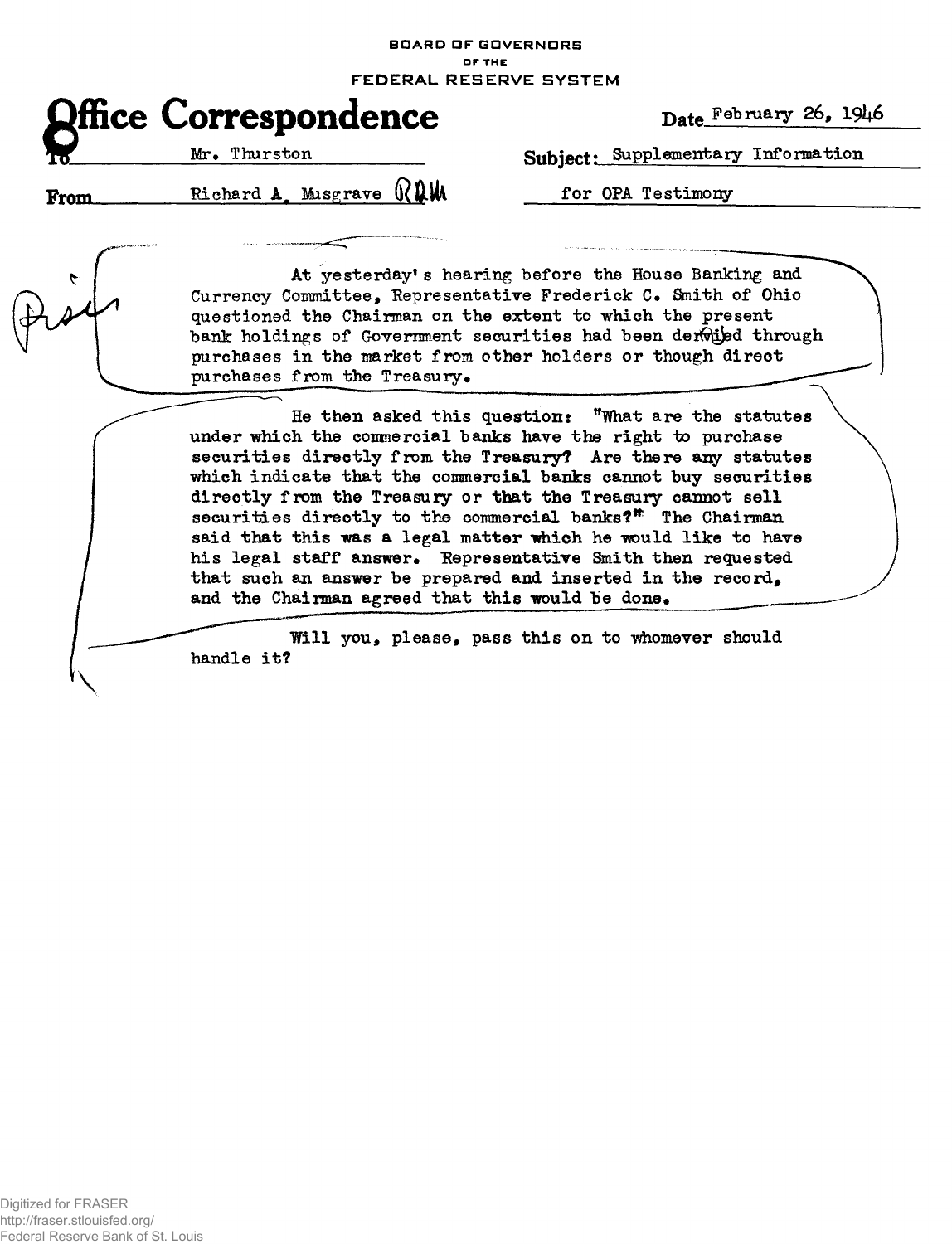BOARD OF GOVERNORS
OF THE
FEDERAL RESERVE SYSTEM

# Office Correspondence

Date February 26, 1946

To Mr. Thurston

Subject: Supplementary Information for OPA Testimony

From Richard A. Musgrave RAM

At yesterday's hearing before the House Banking and Currency Committee, Representative Frederick C. Smith of Ohio questioned the Chairman on the extent to which the present bank holdings of Government securities had been derived through purchases in the market from other holders or though direct purchases from the Treasury.

He then asked this question: "What are the statutes under which the commercial banks have the right to purchase securities directly from the Treasury? Are there any statutes which indicate that the commercial banks cannot buy securities directly from the Treasury or that the Treasury cannot sell securities directly to the commercial banks?" The Chairman said that this was a legal matter which he would like to have his legal staff answer. Representative Smith then requested that such an answer be prepared and inserted in the record, and the Chairman agreed that this would be done.

Will you, please, pass this on to whomever should handle it?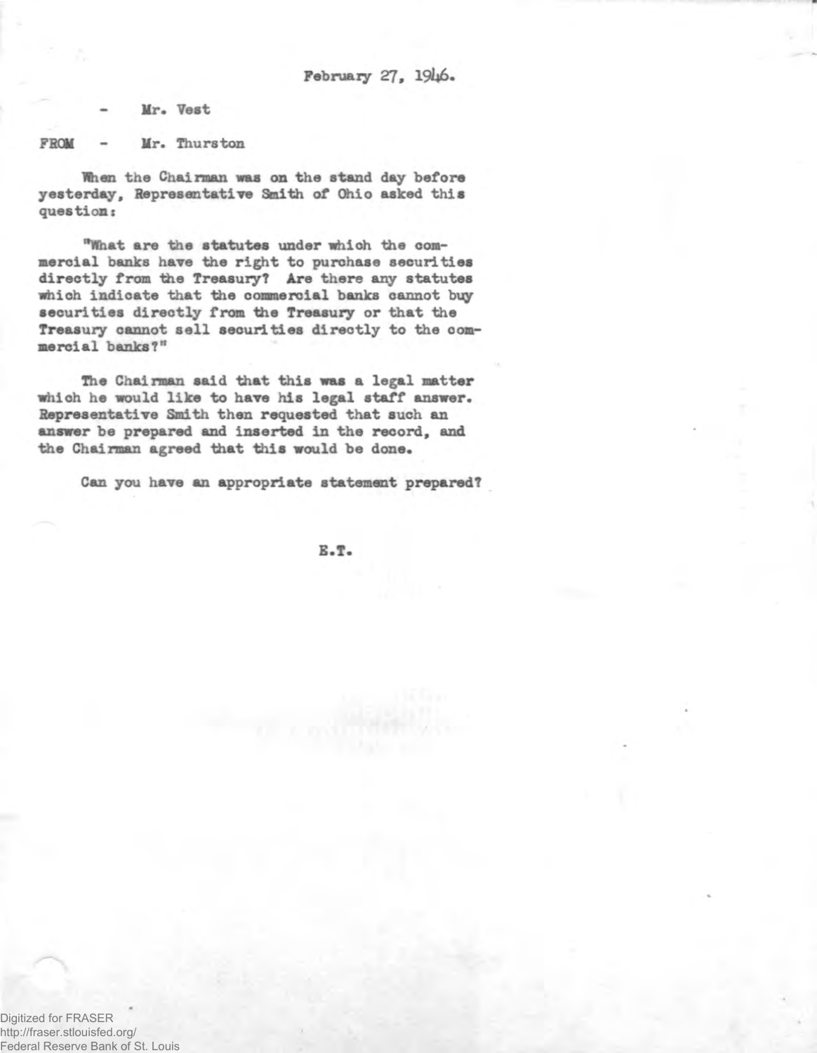February 27, 1946.

- Mr. Vest

FROM - Mr. Thurston

When the Chairman was on the stand day before yesterday, Representative Smith of Ohio asked this question:

"What are the statutes under which the commercial banks have the right to purchase securities directly from the Treasury? Are there any statutes which indicate that the commercial banks cannot buy securities directly from the Treasury or that the Treasury cannot sell securities directly to the commercial banks?"

The Chairman said that this was a legal matter which he would like to have his legal staff answer. Representative Smith then requested that such an answer be prepared and inserted in the record, and the Chairman agreed that this would be done.

Can you have an appropriate statement prepared?

E.T.